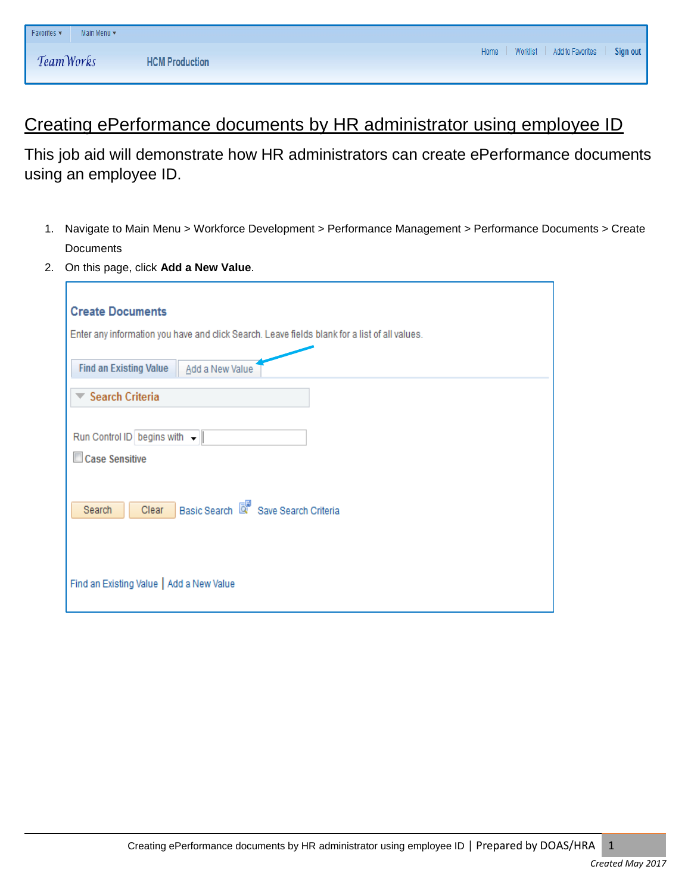# Creating ePerformance documents by HR administrator using employee ID

This job aid will demonstrate how HR administrators can create ePerformance documents using an employee ID.

1. Navigate to Main Menu > Workforce Development > Performance Management > Performance Documents > Create Documents
2. On this page, click **Add a New Value**.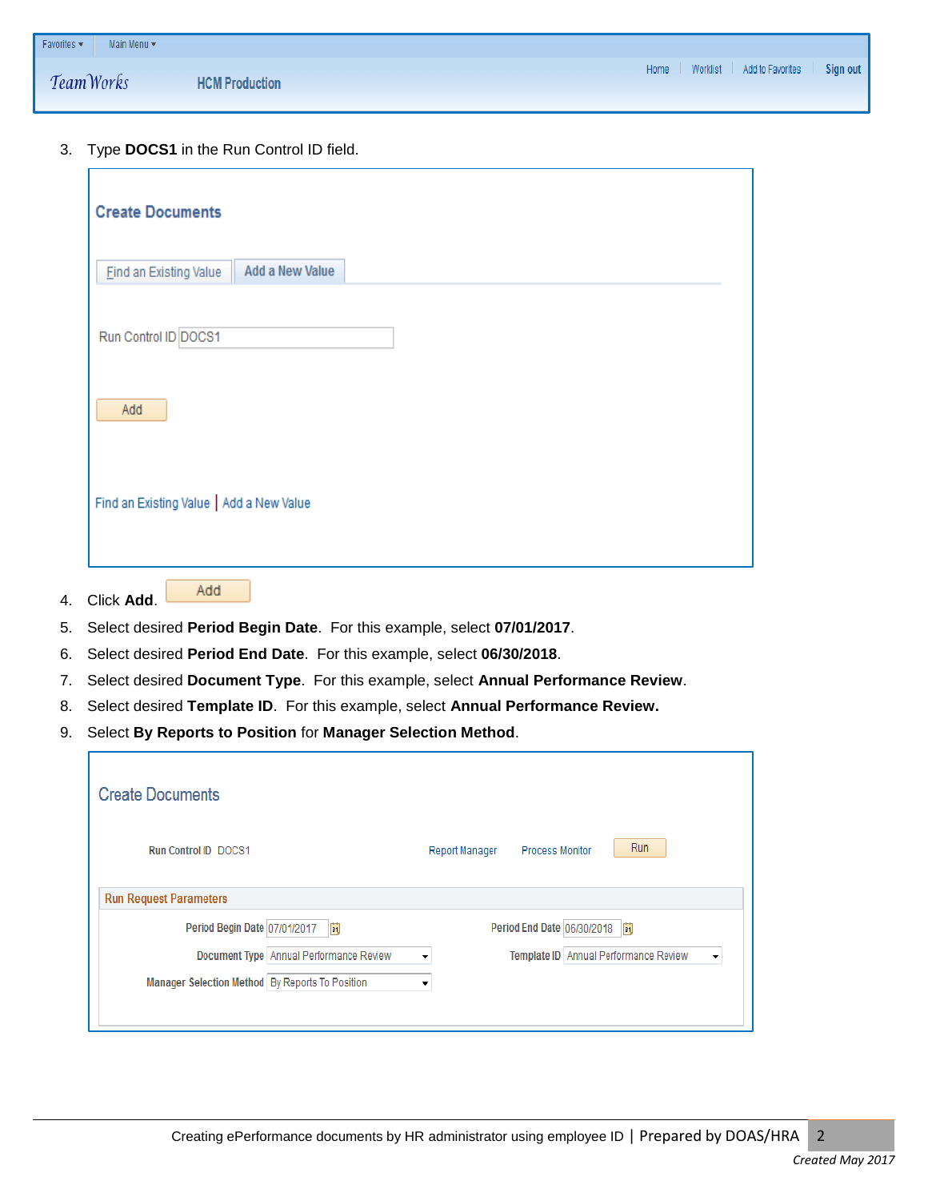3. Type **DOCS1** in the Run Control ID field.

4. Click **Add**.
5. Select desired **Period Begin Date**. For this example, select **07/01/2017**.
6. Select desired **Period End Date**. For this example, select **06/30/2018**.
7. Select desired **Document Type**. For this example, select **Annual Performance Review**.
8. Select desired **Template ID**. For this example, select **Annual Performance Review.**
9. Select **By Reports to Position** for **Manager Selection Method**.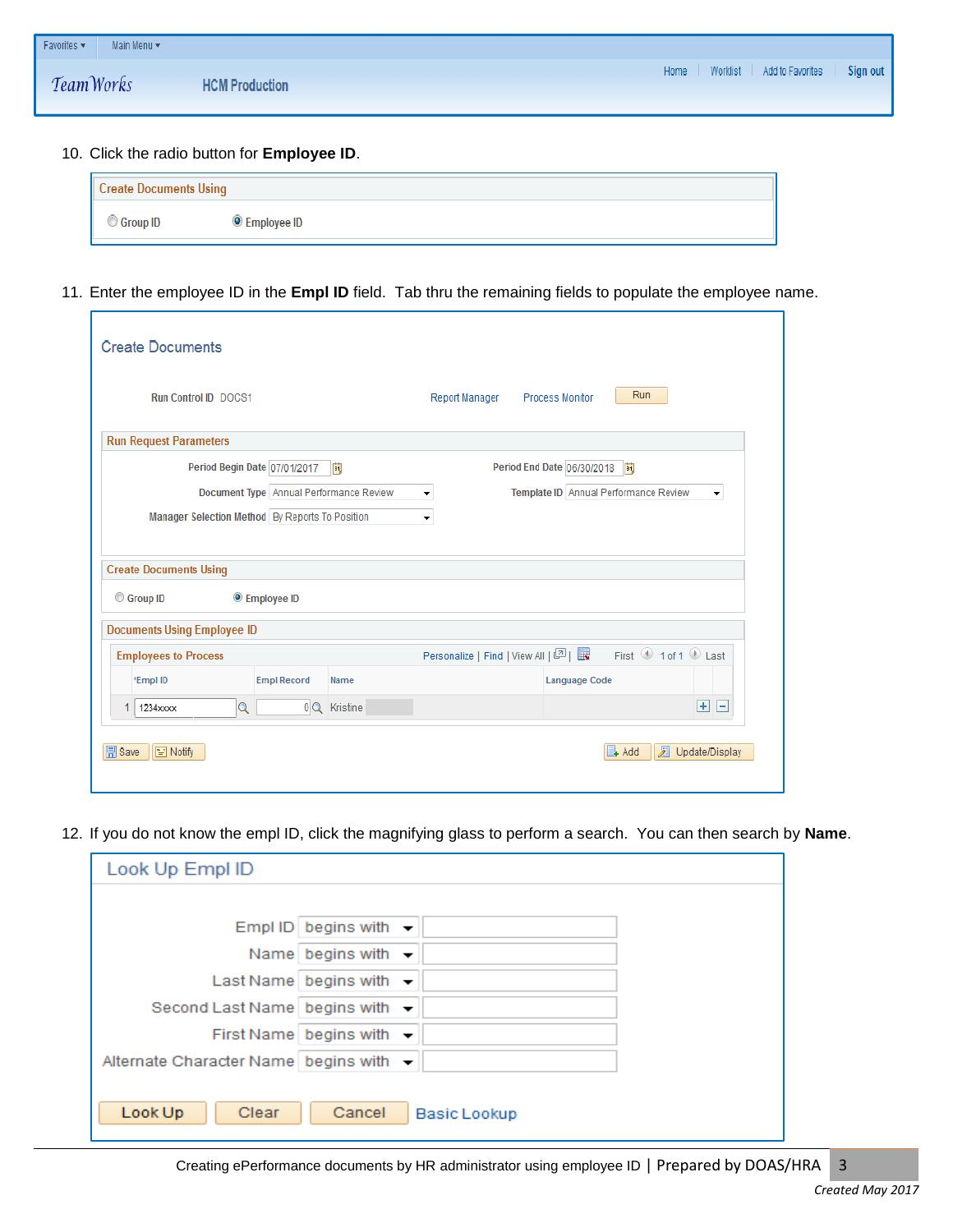10. Click the radio button for **Employee ID**.

Create Documents Using

( ) Group ID (•) Employee ID

11. Enter the employee ID in the **Empl ID** field. Tab thru the remaining fields to populate the employee name.

Create Documents

Run Control ID DOCS1 | Report Manager | Process Monitor | Run

Run Request Parameters

Period Begin Date 07/01/2017 | Period End Date 06/30/2018
Document Type Annual Performance Review | Template ID Annual Performance Review
Manager Selection Method By Reports To Position

Create Documents Using

( ) Group ID (•) Employee ID

Documents Using Employee ID

Employees to Process — Personalize | Find | View All | First 1 of 1 Last

| | *Empl ID | Empl Record | Name | Language Code |
|---|---|---|---|---|
| 1 | 1234xxxx | 0 | Kristine | |

Save | Notify | Add | Update/Display

12. If you do not know the empl ID, click the magnifying glass to perform a search. You can then search by **Name**.

Look Up Empl ID

| Field | Operator | Value |
|---|---|---|
| Empl ID | begins with | |
| Name | begins with | |
| Last Name | begins with | |
| Second Last Name | begins with | |
| First Name | begins with | |
| Alternate Character Name | begins with | |

Look Up | Clear | Cancel | Basic Lookup

Creating ePerformance documents by HR administrator using employee ID | Prepared by DOAS/HRA

*Created May 2017*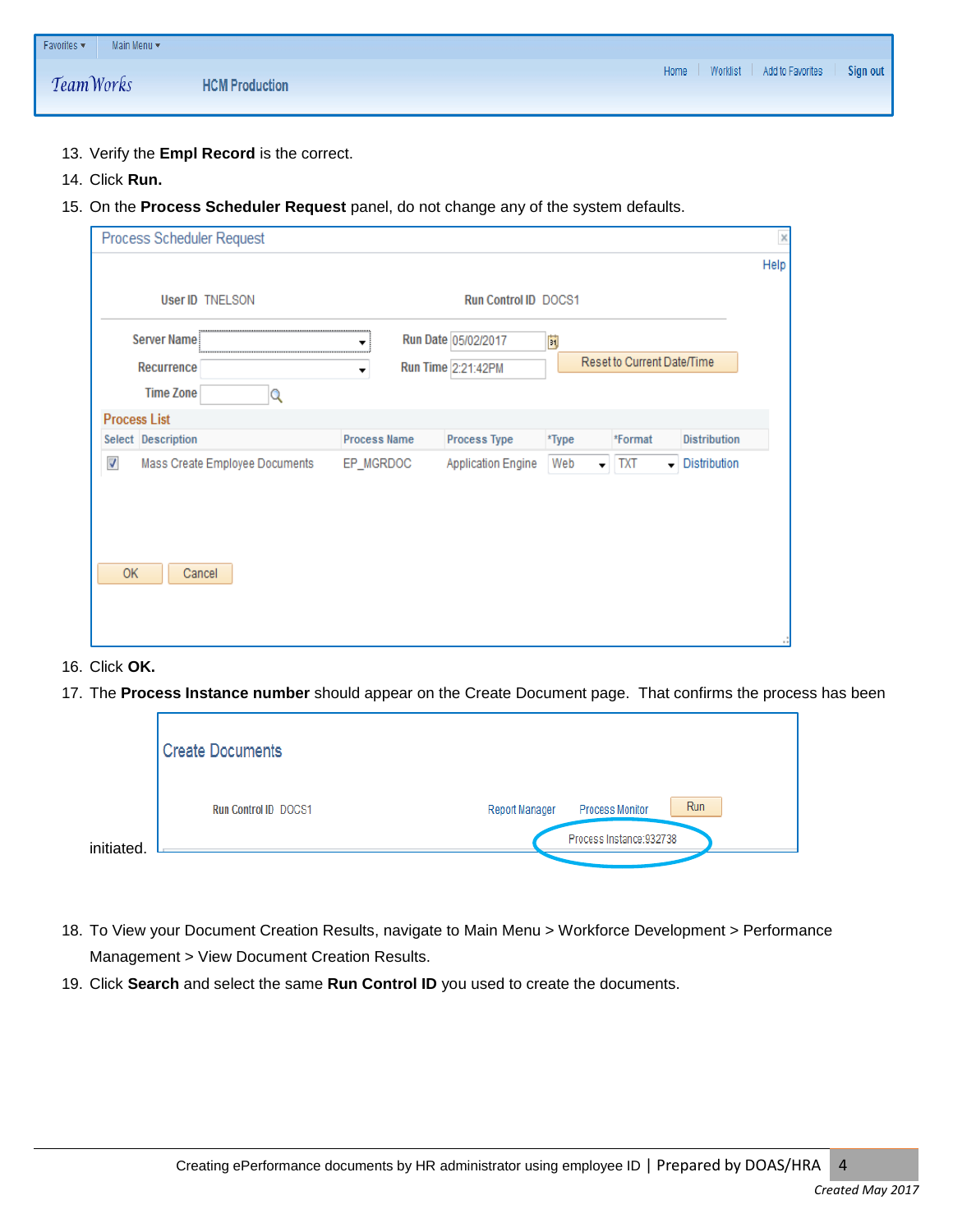13. Verify the **Empl Record** is the correct.
14. Click **Run.**
15. On the **Process Scheduler Request** panel, do not change any of the system defaults.
16. Click **OK.**
17. The **Process Instance number** should appear on the Create Document page. That confirms the process has been initiated.
18. To View your Document Creation Results, navigate to Main Menu > Workforce Development > Performance Management > View Document Creation Results.
19. Click **Search** and select the same **Run Control ID** you used to create the documents.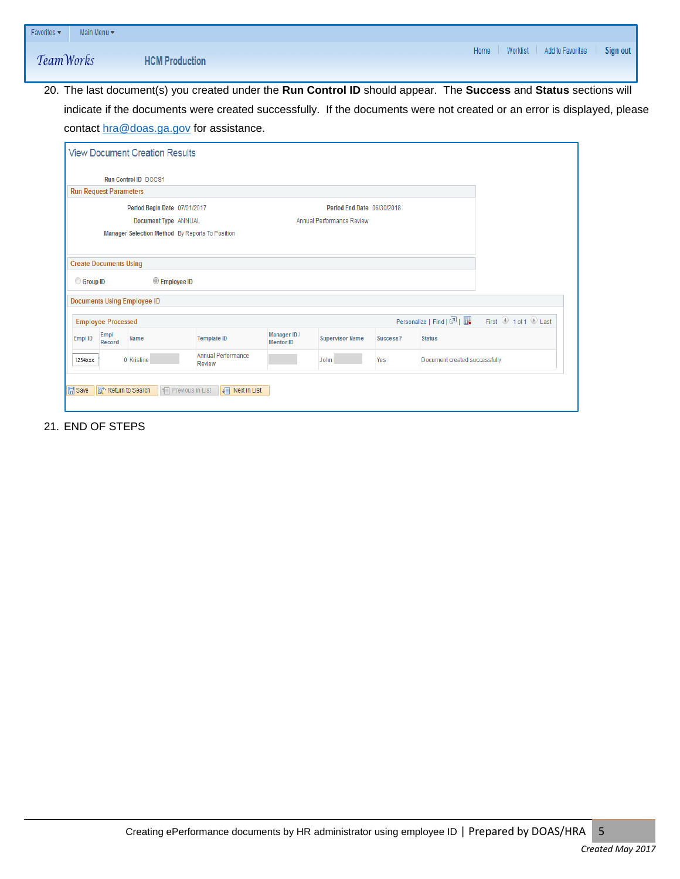20. The last document(s) you created under the **Run Control ID** should appear. The **Success** and **Status** sections will indicate if the documents were created successfully. If the documents were not created or an error is displayed, please contact hra@doas.ga.gov for assistance.

View Document Creation Results

Run Control ID DOCS1

Run Request Parameters

Period Begin Date 07/01/2017 Period End Date 06/30/2018

Document Type ANNUAL Annual Performance Review

Manager Selection Method By Reports To Position

Create Documents Using

Group ID Employee ID

Documents Using Employee ID

Employee Processed

| Empl ID | Empl Record | Name | Template ID | Manager ID / Mentor ID | Supervisor Name | Success? | Status |
|---|---|---|---|---|---|---|---|
| 1234xxx | 0 | Kristine | Annual Performance Review | | John | Yes | Document created successfully |

Save | Return to Search | Previous in List | Next in List

21. END OF STEPS